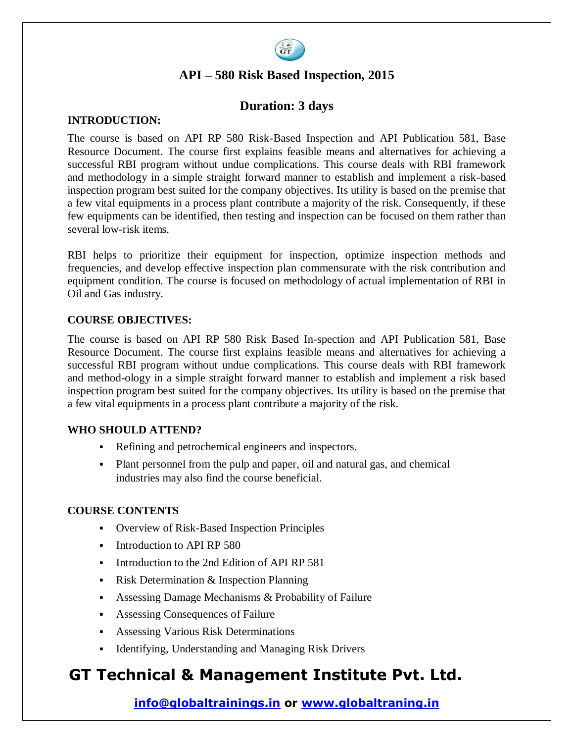# API – 580 Risk Based Inspection, 2015

## Duration: 3 days

**INTRODUCTION:**

The course is based on API RP 580 Risk-Based Inspection and API Publication 581, Base Resource Document. The course first explains feasible means and alternatives for achieving a successful RBI program without undue complications. This course deals with RBI framework and methodology in a simple straight forward manner to establish and implement a risk-based inspection program best suited for the company objectives. Its utility is based on the premise that a few vital equipments in a process plant contribute a majority of the risk. Consequently, if these few equipments can be identified, then testing and inspection can be focused on them rather than several low-risk items.

RBI helps to prioritize their equipment for inspection, optimize inspection methods and frequencies, and develop effective inspection plan commensurate with the risk contribution and equipment condition. The course is focused on methodology of actual implementation of RBI in Oil and Gas industry.

**COURSE OBJECTIVES:**

The course is based on API RP 580 Risk Based In-spection and API Publication 581, Base Resource Document. The course first explains feasible means and alternatives for achieving a successful RBI program without undue complications. This course deals with RBI framework and method-ology in a simple straight forward manner to establish and implement a risk based inspection program best suited for the company objectives. Its utility is based on the premise that a few vital equipments in a process plant contribute a majority of the risk.

**WHO SHOULD ATTEND?**

- Refining and petrochemical engineers and inspectors.
- Plant personnel from the pulp and paper, oil and natural gas, and chemical industries may also find the course beneficial.

**COURSE CONTENTS**

- Overview of Risk-Based Inspection Principles
- Introduction to API RP 580
- Introduction to the 2nd Edition of API RP 581
- Risk Determination & Inspection Planning
- Assessing Damage Mechanisms & Probability of Failure
- Assessing Consequences of Failure
- Assessing Various Risk Determinations
- Identifying, Understanding and Managing Risk Drivers

**GT Technical & Management Institute Pvt. Ltd.**

**info@globaltrainings.in or www.globaltraning.in**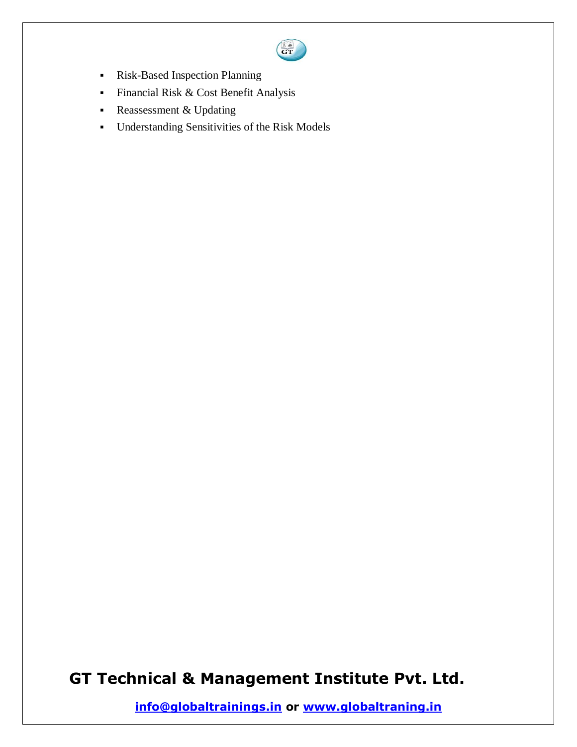- Risk-Based Inspection Planning
- Financial Risk & Cost Benefit Analysis
- Reassessment & Updating
- Understanding Sensitivities of the Risk Models